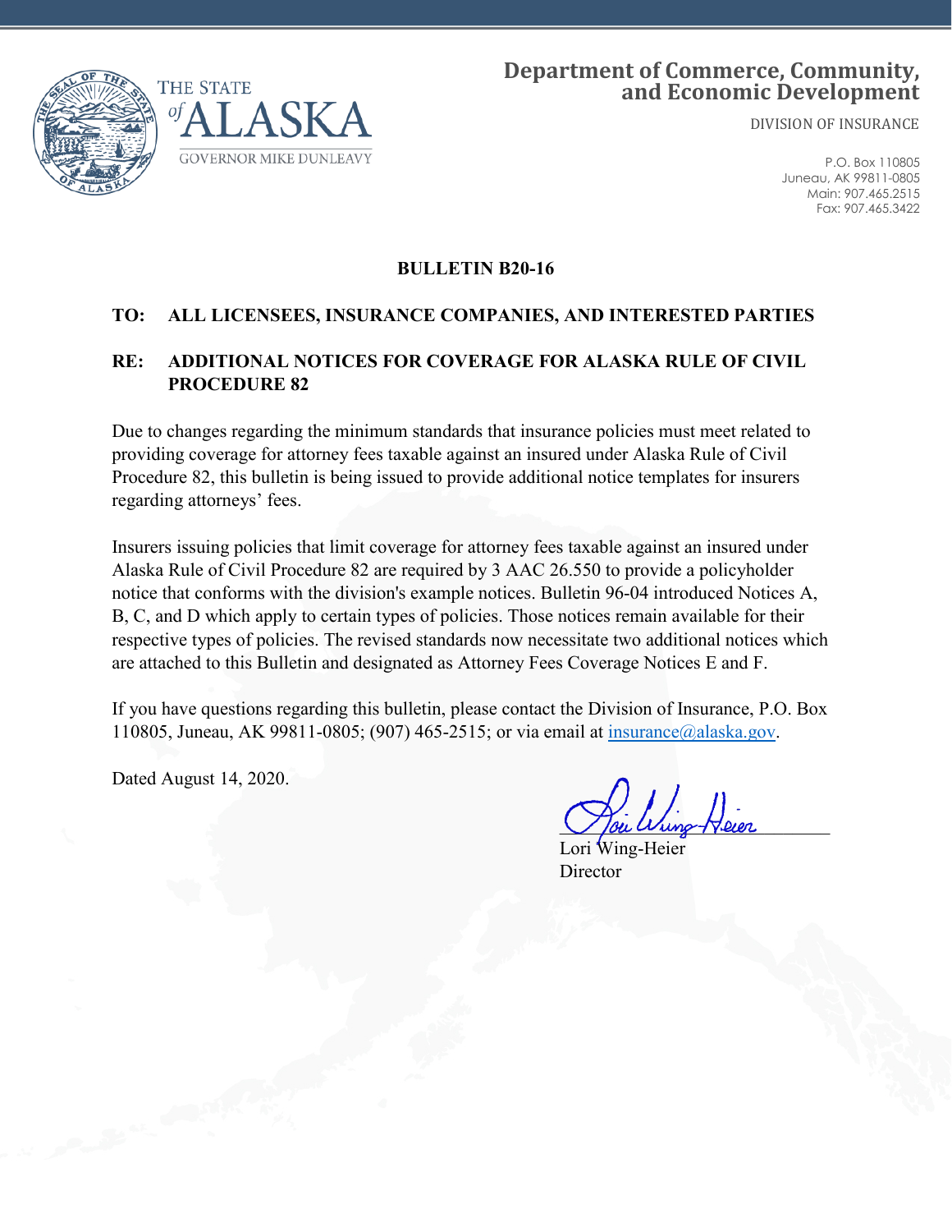THE STATE of ALASKA

GOVERNOR MIKE DUNLEAVY

**Department of Commerce, Community, and Economic Development**

DIVISION OF INSURANCE

P.O. Box 110805
Juneau, AK 99811-0805
Main: 907.465.2515
Fax: 907.465.3422

# BULLETIN B20-16

**TO: ALL LICENSEES, INSURANCE COMPANIES, AND INTERESTED PARTIES**

**RE: ADDITIONAL NOTICES FOR COVERAGE FOR ALASKA RULE OF CIVIL PROCEDURE 82**

Due to changes regarding the minimum standards that insurance policies must meet related to providing coverage for attorney fees taxable against an insured under Alaska Rule of Civil Procedure 82, this bulletin is being issued to provide additional notice templates for insurers regarding attorneys' fees.

Insurers issuing policies that limit coverage for attorney fees taxable against an insured under Alaska Rule of Civil Procedure 82 are required by 3 AAC 26.550 to provide a policyholder notice that conforms with the division's example notices. Bulletin 96-04 introduced Notices A, B, C, and D which apply to certain types of policies. Those notices remain available for their respective types of policies. The revised standards now necessitate two additional notices which are attached to this Bulletin and designated as Attorney Fees Coverage Notices E and F.

If you have questions regarding this bulletin, please contact the Division of Insurance, P.O. Box 110805, Juneau, AK 99811-0805; (907) 465-2515; or via email at insurance@alaska.gov.

Dated August 14, 2020.

Lori Wing-Heier
Director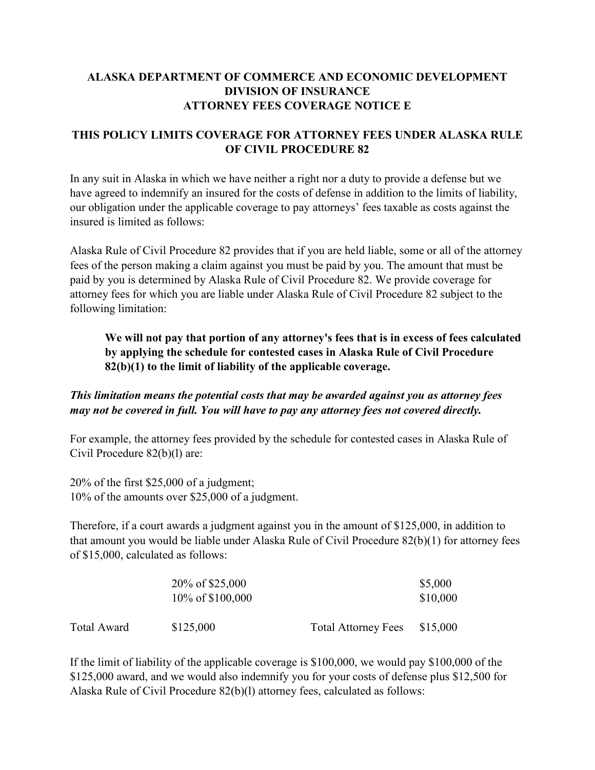**ALASKA DEPARTMENT OF COMMERCE AND ECONOMIC DEVELOPMENT**
**DIVISION OF INSURANCE**
**ATTORNEY FEES COVERAGE NOTICE E**

## THIS POLICY LIMITS COVERAGE FOR ATTORNEY FEES UNDER ALASKA RULE OF CIVIL PROCEDURE 82

In any suit in Alaska in which we have neither a right nor a duty to provide a defense but we have agreed to indemnify an insured for the costs of defense in addition to the limits of liability, our obligation under the applicable coverage to pay attorneys' fees taxable as costs against the insured is limited as follows:

Alaska Rule of Civil Procedure 82 provides that if you are held liable, some or all of the attorney fees of the person making a claim against you must be paid by you. The amount that must be paid by you is determined by Alaska Rule of Civil Procedure 82. We provide coverage for attorney fees for which you are liable under Alaska Rule of Civil Procedure 82 subject to the following limitation:

> **We will not pay that portion of any attorney's fees that is in excess of fees calculated by applying the schedule for contested cases in Alaska Rule of Civil Procedure 82(b)(1) to the limit of liability of the applicable coverage.**

***This limitation means the potential costs that may be awarded against you as attorney fees may not be covered in full. You will have to pay any attorney fees not covered directly.***

For example, the attorney fees provided by the schedule for contested cases in Alaska Rule of Civil Procedure 82(b)(l) are:

20% of the first $25,000 of a judgment;
10% of the amounts over $25,000 of a judgment.

Therefore, if a court awards a judgment against you in the amount of $125,000, in addition to that amount you would be liable under Alaska Rule of Civil Procedure 82(b)(1) for attorney fees of $15,000, calculated as follows:

| | | | |
|---|---|---|---|
| | 20% of $25,000 | | $5,000 |
| | 10% of $100,000 | | $10,000 |
| Total Award | $125,000 | Total Attorney Fees | $15,000 |

If the limit of liability of the applicable coverage is $100,000, we would pay $100,000 of the $125,000 award, and we would also indemnify you for your costs of defense plus $12,500 for Alaska Rule of Civil Procedure 82(b)(l) attorney fees, calculated as follows: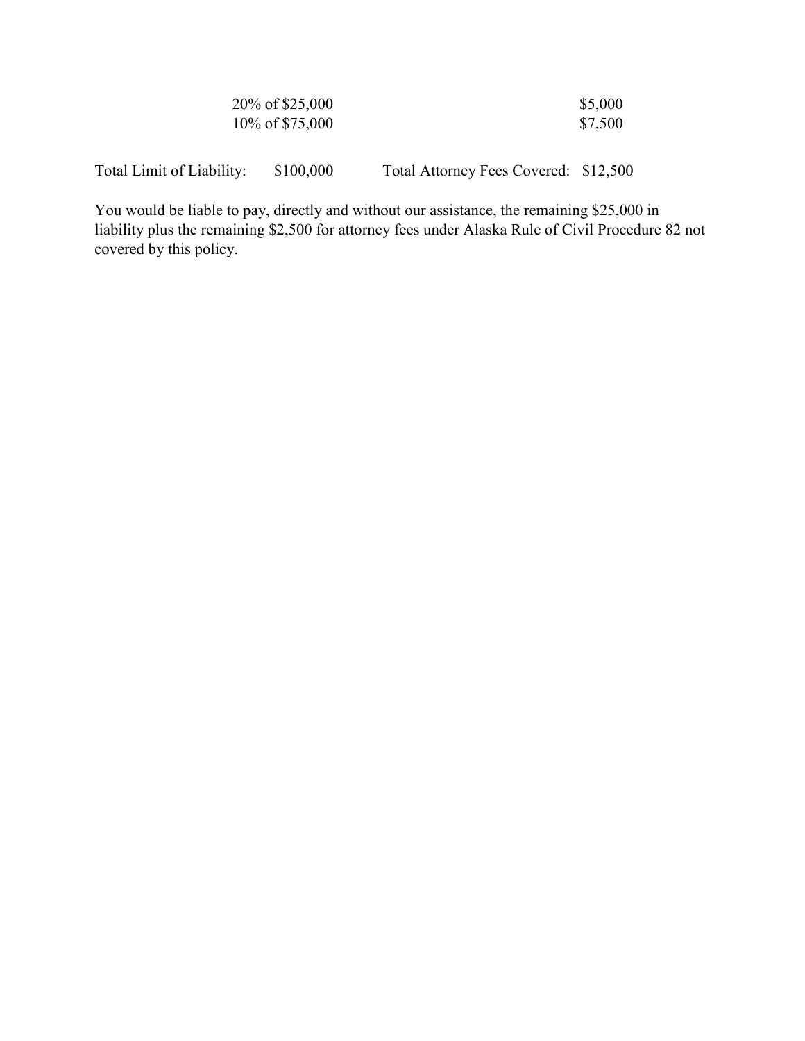| | |
|---|---|
| 20% of $25,000 | $5,000 |
| 10% of $75,000 | $7,500 |

Total Limit of Liability: $100,000 Total Attorney Fees Covered: $12,500

You would be liable to pay, directly and without our assistance, the remaining $25,000 in liability plus the remaining $2,500 for attorney fees under Alaska Rule of Civil Procedure 82 not covered by this policy.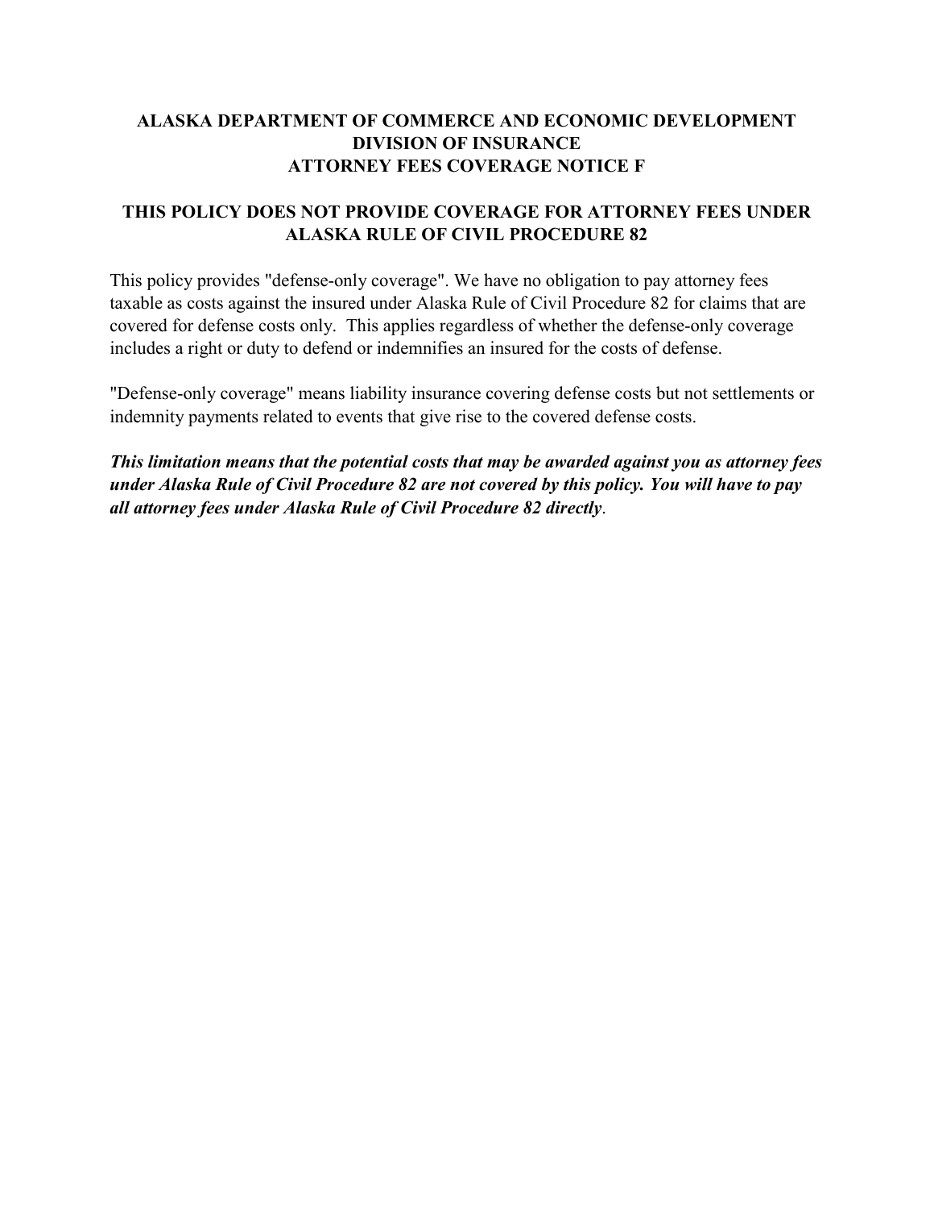# ALASKA DEPARTMENT OF COMMERCE AND ECONOMIC DEVELOPMENT
# DIVISION OF INSURANCE
# ATTORNEY FEES COVERAGE NOTICE F

## THIS POLICY DOES NOT PROVIDE COVERAGE FOR ATTORNEY FEES UNDER ALASKA RULE OF CIVIL PROCEDURE 82

This policy provides "defense-only coverage". We have no obligation to pay attorney fees taxable as costs against the insured under Alaska Rule of Civil Procedure 82 for claims that are covered for defense costs only. This applies regardless of whether the defense-only coverage includes a right or duty to defend or indemnifies an insured for the costs of defense.

"Defense-only coverage" means liability insurance covering defense costs but not settlements or indemnity payments related to events that give rise to the covered defense costs.

***This limitation means that the potential costs that may be awarded against you as attorney fees under Alaska Rule of Civil Procedure 82 are not covered by this policy. You will have to pay all attorney fees under Alaska Rule of Civil Procedure 82 directly***.